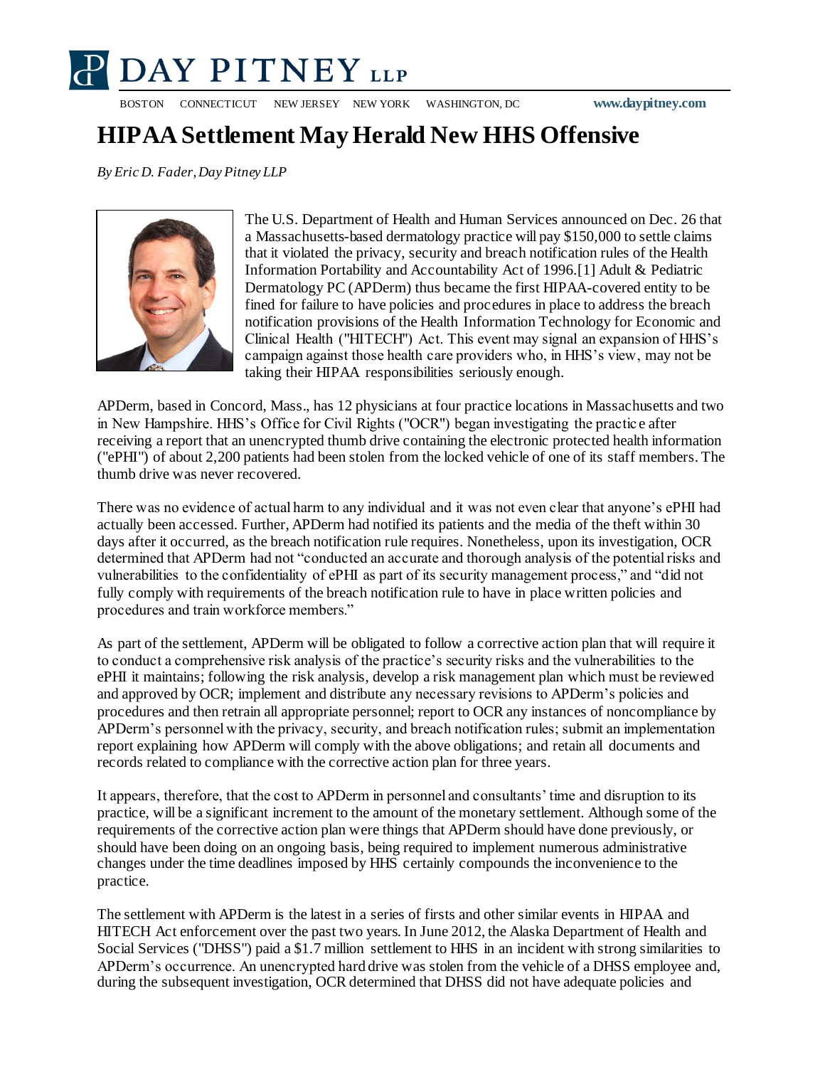# HIPAA Settlement May Herald New HHS Offensive

*By Eric D. Fader, Day Pitney LLP*

The U.S. Department of Health and Human Services announced on Dec. 26 that a Massachusetts-based dermatology practice will pay $150,000 to settle claims that it violated the privacy, security and breach notification rules of the Health Information Portability and Accountability Act of 1996.[1] Adult & Pediatric Dermatology PC (APDerm) thus became the first HIPAA-covered entity to be fined for failure to have policies and procedures in place to address the breach notification provisions of the Health Information Technology for Economic and Clinical Health ("HITECH") Act. This event may signal an expansion of HHS's campaign against those health care providers who, in HHS's view, may not be taking their HIPAA responsibilities seriously enough.

APDerm, based in Concord, Mass., has 12 physicians at four practice locations in Massachusetts and two in New Hampshire. HHS's Office for Civil Rights ("OCR") began investigating the practice after receiving a report that an unencrypted thumb drive containing the electronic protected health information ("ePHI") of about 2,200 patients had been stolen from the locked vehicle of one of its staff members. The thumb drive was never recovered.

There was no evidence of actual harm to any individual and it was not even clear that anyone's ePHI had actually been accessed. Further, APDerm had notified its patients and the media of the theft within 30 days after it occurred, as the breach notification rule requires. Nonetheless, upon its investigation, OCR determined that APDerm had not "conducted an accurate and thorough analysis of the potential risks and vulnerabilities to the confidentiality of ePHI as part of its security management process," and "did not fully comply with requirements of the breach notification rule to have in place written policies and procedures and train workforce members."

As part of the settlement, APDerm will be obligated to follow a corrective action plan that will require it to conduct a comprehensive risk analysis of the practice's security risks and the vulnerabilities to the ePHI it maintains; following the risk analysis, develop a risk management plan which must be reviewed and approved by OCR; implement and distribute any necessary revisions to APDerm's policies and procedures and then retrain all appropriate personnel; report to OCR any instances of noncompliance by APDerm's personnel with the privacy, security, and breach notification rules; submit an implementation report explaining how APDerm will comply with the above obligations; and retain all documents and records related to compliance with the corrective action plan for three years.

It appears, therefore, that the cost to APDerm in personnel and consultants' time and disruption to its practice, will be a significant increment to the amount of the monetary settlement. Although some of the requirements of the corrective action plan were things that APDerm should have done previously, or should have been doing on an ongoing basis, being required to implement numerous administrative changes under the time deadlines imposed by HHS certainly compounds the inconvenience to the practice.

The settlement with APDerm is the latest in a series of firsts and other similar events in HIPAA and HITECH Act enforcement over the past two years. In June 2012, the Alaska Department of Health and Social Services ("DHSS") paid a $1.7 million settlement to HHS in an incident with strong similarities to APDerm's occurrence. An unencrypted hard drive was stolen from the vehicle of a DHSS employee and, during the subsequent investigation, OCR determined that DHSS did not have adequate policies and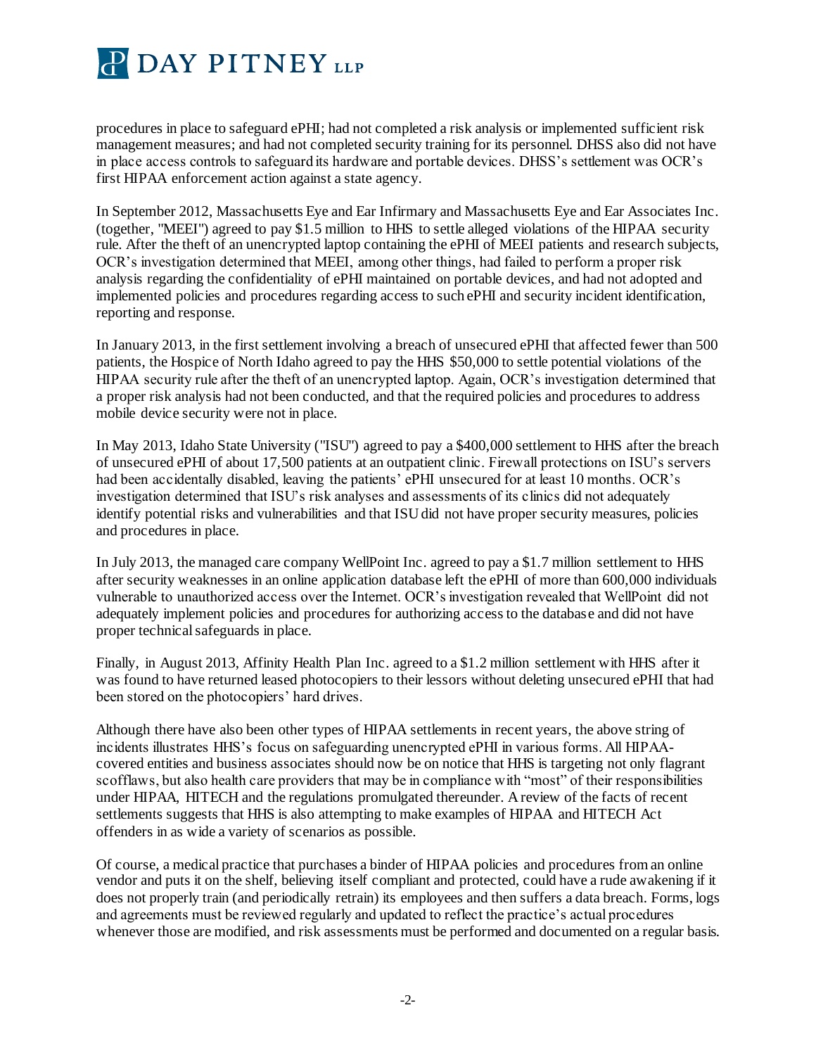procedures in place to safeguard ePHI; had not completed a risk analysis or implemented sufficient risk management measures; and had not completed security training for its personnel. DHSS also did not have in place access controls to safeguard its hardware and portable devices. DHSS's settlement was OCR's first HIPAA enforcement action against a state agency.

In September 2012, Massachusetts Eye and Ear Infirmary and Massachusetts Eye and Ear Associates Inc. (together, "MEEI") agreed to pay $1.5 million to HHS to settle alleged violations of the HIPAA security rule. After the theft of an unencrypted laptop containing the ePHI of MEEI patients and research subjects, OCR's investigation determined that MEEI, among other things, had failed to perform a proper risk analysis regarding the confidentiality of ePHI maintained on portable devices, and had not adopted and implemented policies and procedures regarding access to such ePHI and security incident identification, reporting and response.

In January 2013, in the first settlement involving a breach of unsecured ePHI that affected fewer than 500 patients, the Hospice of North Idaho agreed to pay the HHS $50,000 to settle potential violations of the HIPAA security rule after the theft of an unencrypted laptop. Again, OCR's investigation determined that a proper risk analysis had not been conducted, and that the required policies and procedures to address mobile device security were not in place.

In May 2013, Idaho State University ("ISU") agreed to pay a $400,000 settlement to HHS after the breach of unsecured ePHI of about 17,500 patients at an outpatient clinic. Firewall protections on ISU's servers had been accidentally disabled, leaving the patients' ePHI unsecured for at least 10 months. OCR's investigation determined that ISU's risk analyses and assessments of its clinics did not adequately identify potential risks and vulnerabilities and that ISU did not have proper security measures, policies and procedures in place.

In July 2013, the managed care company WellPoint Inc. agreed to pay a $1.7 million settlement to HHS after security weaknesses in an online application database left the ePHI of more than 600,000 individuals vulnerable to unauthorized access over the Internet. OCR's investigation revealed that WellPoint did not adequately implement policies and procedures for authorizing access to the database and did not have proper technical safeguards in place.

Finally, in August 2013, Affinity Health Plan Inc. agreed to a $1.2 million settlement with HHS after it was found to have returned leased photocopiers to their lessors without deleting unsecured ePHI that had been stored on the photocopiers' hard drives.

Although there have also been other types of HIPAA settlements in recent years, the above string of incidents illustrates HHS's focus on safeguarding unencrypted ePHI in various forms. All HIPAA-covered entities and business associates should now be on notice that HHS is targeting not only flagrant scofflaws, but also health care providers that may be in compliance with "most" of their responsibilities under HIPAA, HITECH and the regulations promulgated thereunder. A review of the facts of recent settlements suggests that HHS is also attempting to make examples of HIPAA and HITECH Act offenders in as wide a variety of scenarios as possible.

Of course, a medical practice that purchases a binder of HIPAA policies and procedures from an online vendor and puts it on the shelf, believing itself compliant and protected, could have a rude awakening if it does not properly train (and periodically retrain) its employees and then suffers a data breach. Forms, logs and agreements must be reviewed regularly and updated to reflect the practice's actual procedures whenever those are modified, and risk assessments must be performed and documented on a regular basis.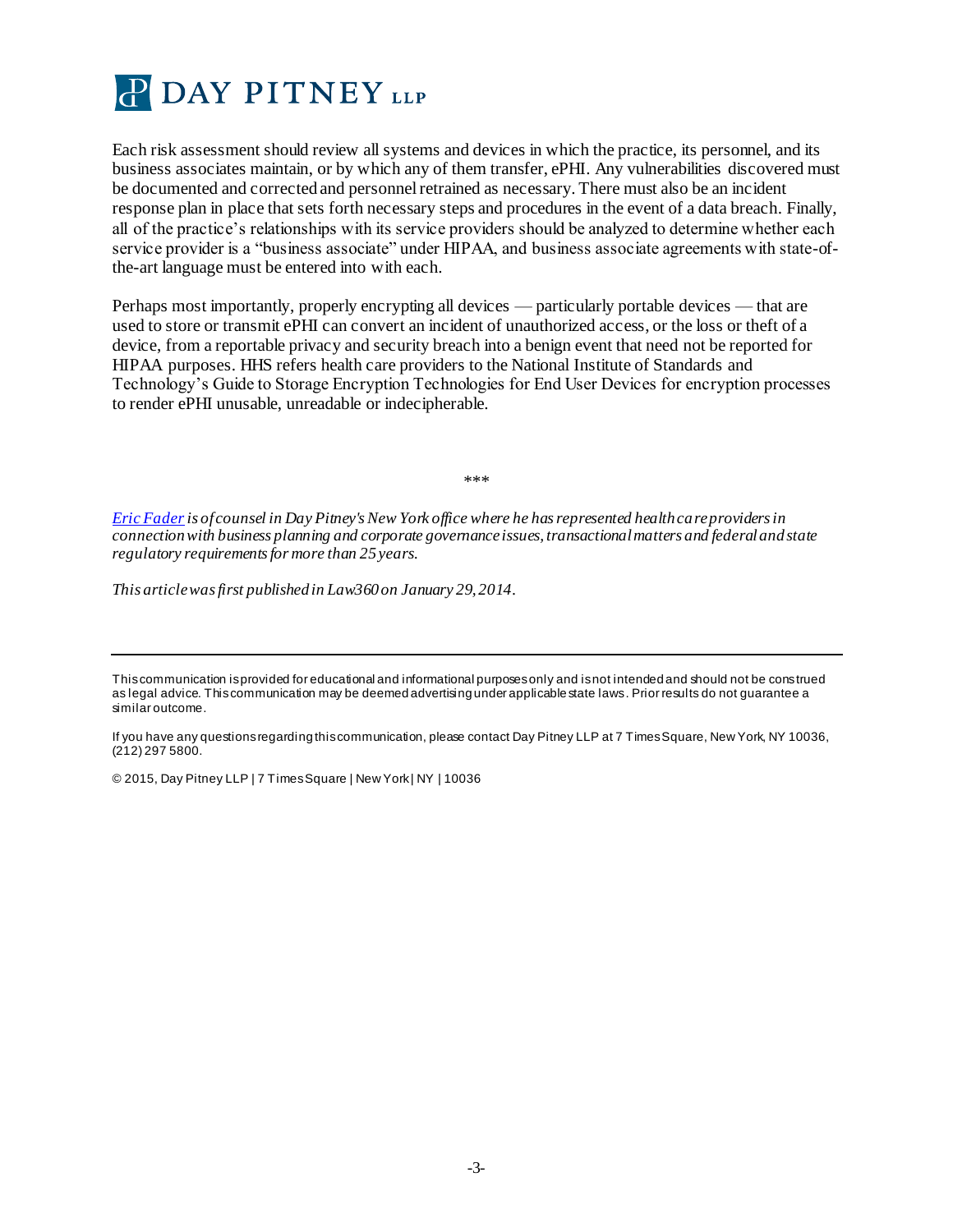Each risk assessment should review all systems and devices in which the practice, its personnel, and its business associates maintain, or by which any of them transfer, ePHI. Any vulnerabilities discovered must be documented and corrected and personnel retrained as necessary. There must also be an incident response plan in place that sets forth necessary steps and procedures in the event of a data breach. Finally, all of the practice's relationships with its service providers should be analyzed to determine whether each service provider is a "business associate" under HIPAA, and business associate agreements with state-of-the-art language must be entered into with each.

Perhaps most importantly, properly encrypting all devices — particularly portable devices — that are used to store or transmit ePHI can convert an incident of unauthorized access, or the loss or theft of a device, from a reportable privacy and security breach into a benign event that need not be reported for HIPAA purposes. HHS refers health care providers to the National Institute of Standards and Technology's Guide to Storage Encryption Technologies for End User Devices for encryption processes to render ePHI unusable, unreadable or indecipherable.

***

*Eric Fader is of counsel in Day Pitney's New York office where he has represented health care providers in connection with business planning and corporate governance issues, transactional matters and federal and state regulatory requirements for more than 25 years.*

*This article was first published in Law360 on January 29, 2014.*

---

This communication is provided for educational and informational purposes only and is not intended and should not be construed as legal advice. This communication may be deemed advertising under applicable state laws. Prior results do not guarantee a similar outcome.

If you have any questions regarding this communication, please contact Day Pitney LLP at 7 Times Square, New York, NY 10036, (212) 297 5800.

© 2015, Day Pitney LLP | 7 Times Square | New York | NY | 10036